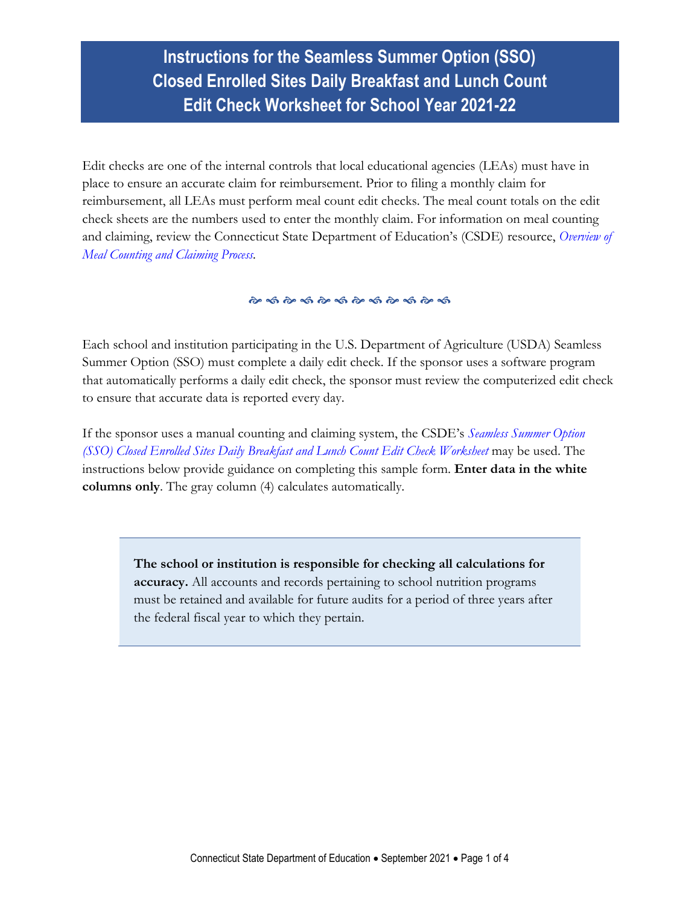# Instructions for the Seamless Summer Option (SSO) Closed Enrolled Sites Daily Breakfast and Lunch Count Edit Check Worksheet for School Year 2021-22

Edit checks are one of the internal controls that local educational agencies (LEAs) must have in place to ensure an accurate claim for reimbursement. Prior to filing a monthly claim for reimbursement, all LEAs must perform meal count edit checks. The meal count totals on the edit check sheets are the numbers used to enter the monthly claim. For information on meal counting and claiming, review the Connecticut State Department of Education's (CSDE) resource, *Overview of Meal Counting and Claiming Process*.

Each school and institution participating in the U.S. Department of Agriculture (USDA) Seamless Summer Option (SSO) must complete a daily edit check. If the sponsor uses a software program that automatically performs a daily edit check, the sponsor must review the computerized edit check to ensure that accurate data is reported every day.

If the sponsor uses a manual counting and claiming system, the CSDE's *Seamless Summer Option (SSO) Closed Enrolled Sites Daily Breakfast and Lunch Count Edit Check Worksheet* may be used. The instructions below provide guidance on completing this sample form. **Enter data in the white columns only**. The gray column (4) calculates automatically.

**The school or institution is responsible for checking all calculations for accuracy.** All accounts and records pertaining to school nutrition programs must be retained and available for future audits for a period of three years after the federal fiscal year to which they pertain.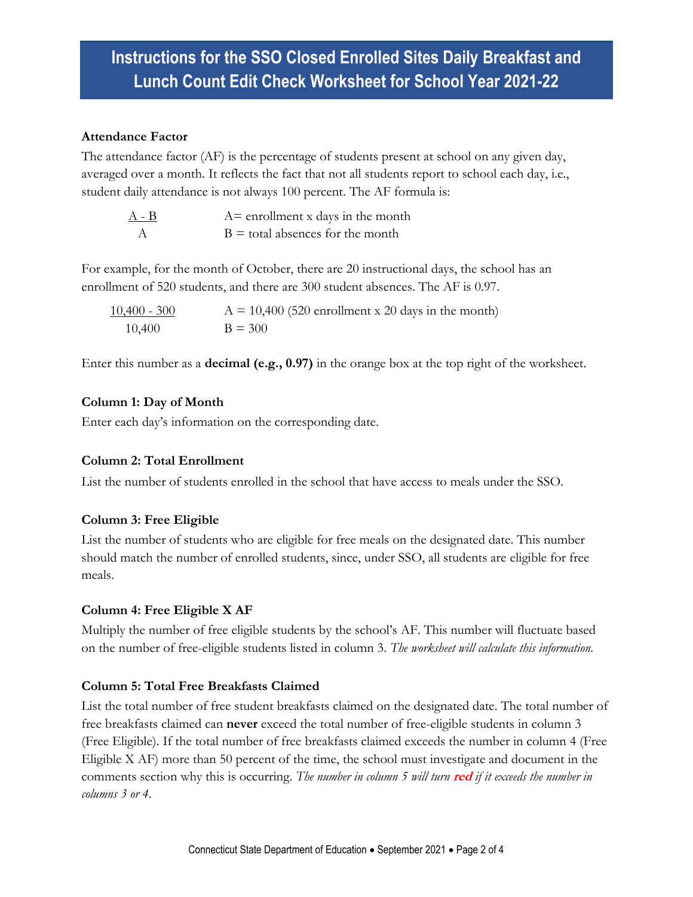# Instructions for the SSO Closed Enrolled Sites Daily Breakfast and Lunch Count Edit Check Worksheet for School Year 2021-22

**Attendance Factor**

The attendance factor (AF) is the percentage of students present at school on any given day, averaged over a month. It reflects the fact that not all students report to school each day, i.e., student daily attendance is not always 100 percent. The AF formula is:

$$\frac{A - B}{A}$$

A= enrollment x days in the month
B = total absences for the month

For example, for the month of October, there are 20 instructional days, the school has an enrollment of 520 students, and there are 300 student absences. The AF is 0.97.

$$\frac{10{,}400 - 300}{10{,}400}$$

A = 10,400 (520 enrollment x 20 days in the month)
B = 300

Enter this number as a **decimal (e.g., 0.97)** in the orange box at the top right of the worksheet.

**Column 1: Day of Month**

Enter each day's information on the corresponding date.

**Column 2: Total Enrollment**

List the number of students enrolled in the school that have access to meals under the SSO.

**Column 3: Free Eligible**

List the number of students who are eligible for free meals on the designated date. This number should match the number of enrolled students, since, under SSO, all students are eligible for free meals.

**Column 4: Free Eligible X AF**

Multiply the number of free eligible students by the school's AF. This number will fluctuate based on the number of free-eligible students listed in column 3. *The worksheet will calculate this information.*

**Column 5: Total Free Breakfasts Claimed**

List the total number of free student breakfasts claimed on the designated date. The total number of free breakfasts claimed can **never** exceed the total number of free-eligible students in column 3 (Free Eligible). If the total number of free breakfasts claimed exceeds the number in column 4 (Free Eligible X AF) more than 50 percent of the time, the school must investigate and document in the comments section why this is occurring. *The number in column 5 will turn* ***red*** *if it exceeds the number in columns 3 or 4.*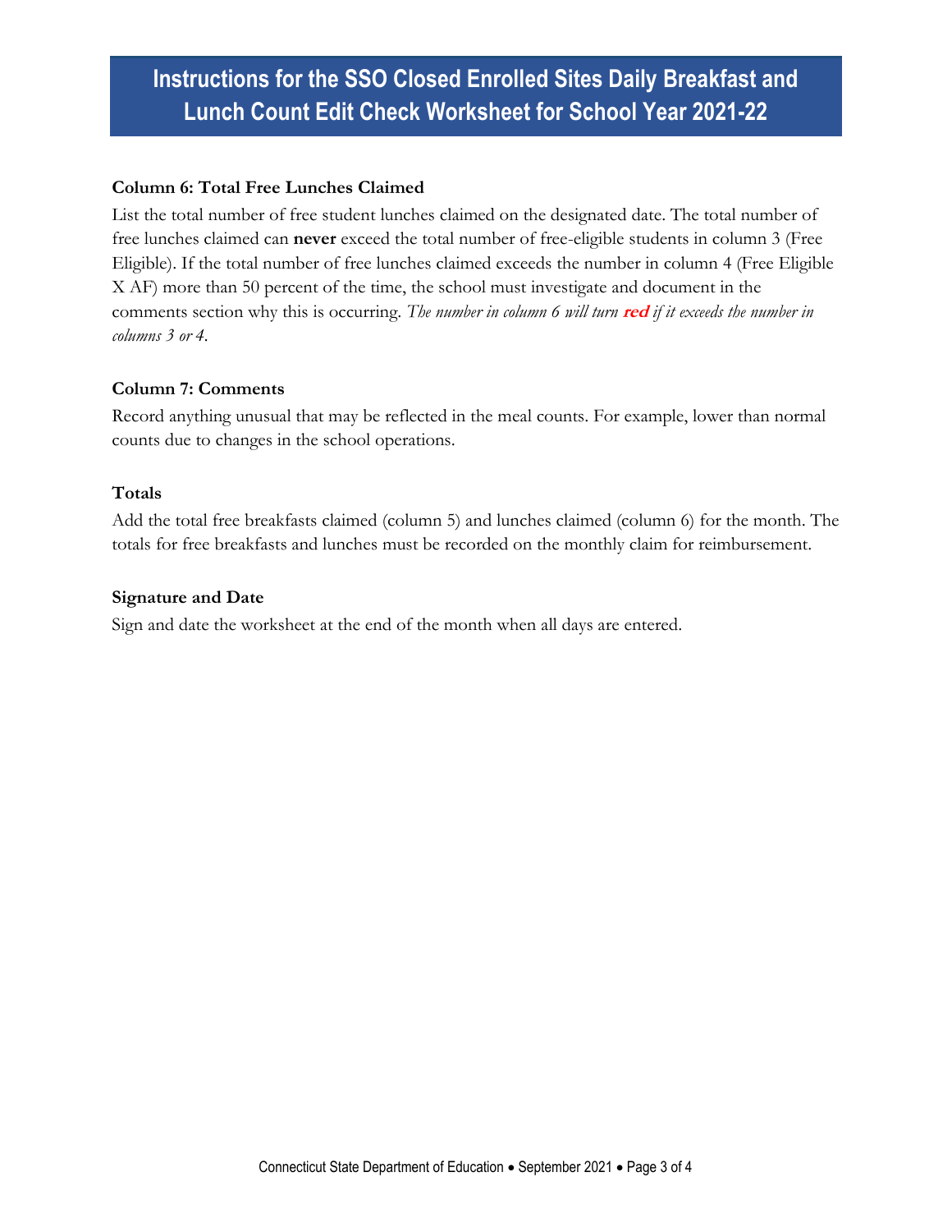# Instructions for the SSO Closed Enrolled Sites Daily Breakfast and Lunch Count Edit Check Worksheet for School Year 2021-22

**Column 6: Total Free Lunches Claimed**

List the total number of free student lunches claimed on the designated date. The total number of free lunches claimed can **never** exceed the total number of free-eligible students in column 3 (Free Eligible). If the total number of free lunches claimed exceeds the number in column 4 (Free Eligible X AF) more than 50 percent of the time, the school must investigate and document in the comments section why this is occurring. *The number in column 6 will turn* ***red*** *if it exceeds the number in columns 3 or 4.*

**Column 7: Comments**

Record anything unusual that may be reflected in the meal counts. For example, lower than normal counts due to changes in the school operations.

**Totals**

Add the total free breakfasts claimed (column 5) and lunches claimed (column 6) for the month. The totals for free breakfasts and lunches must be recorded on the monthly claim for reimbursement.

**Signature and Date**

Sign and date the worksheet at the end of the month when all days are entered.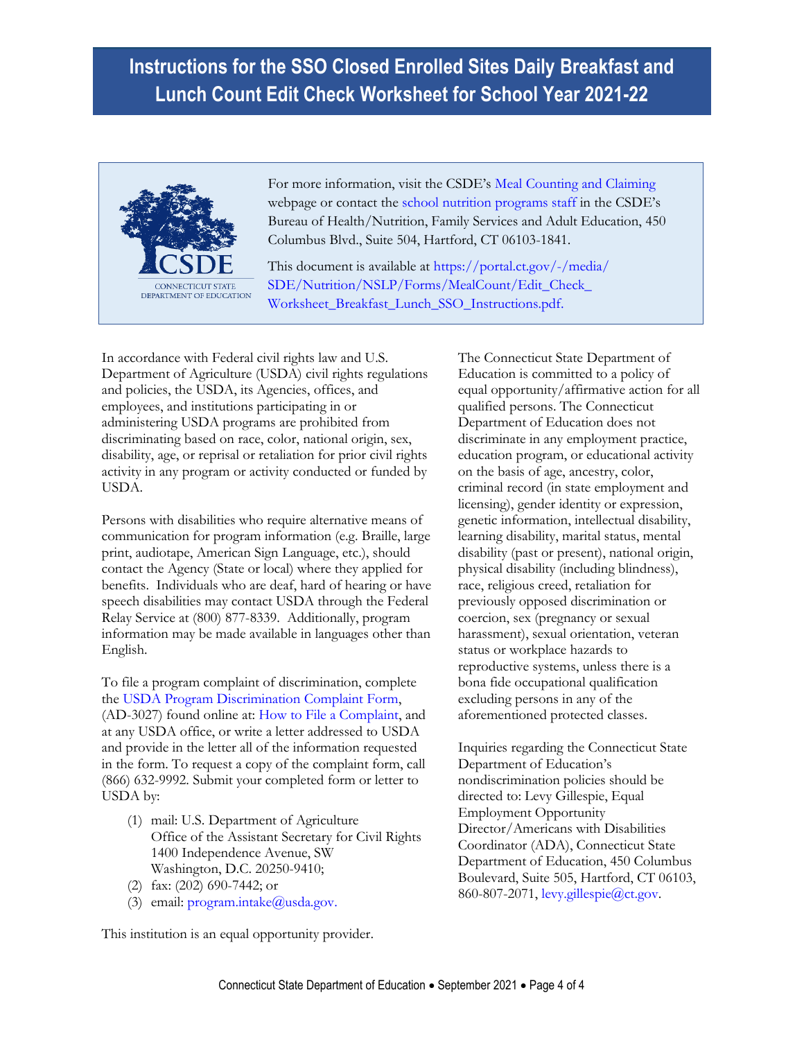# Instructions for the SSO Closed Enrolled Sites Daily Breakfast and Lunch Count Edit Check Worksheet for School Year 2021-22

For more information, visit the CSDE's Meal Counting and Claiming webpage or contact the school nutrition programs staff in the CSDE's Bureau of Health/Nutrition, Family Services and Adult Education, 450 Columbus Blvd., Suite 504, Hartford, CT 06103-1841.

This document is available at https://portal.ct.gov/-/media/SDE/Nutrition/NSLP/Forms/MealCount/Edit_Check_Worksheet_Breakfast_Lunch_SSO_Instructions.pdf.

In accordance with Federal civil rights law and U.S. Department of Agriculture (USDA) civil rights regulations and policies, the USDA, its Agencies, offices, and employees, and institutions participating in or administering USDA programs are prohibited from discriminating based on race, color, national origin, sex, disability, age, or reprisal or retaliation for prior civil rights activity in any program or activity conducted or funded by USDA.

Persons with disabilities who require alternative means of communication for program information (e.g. Braille, large print, audiotape, American Sign Language, etc.), should contact the Agency (State or local) where they applied for benefits. Individuals who are deaf, hard of hearing or have speech disabilities may contact USDA through the Federal Relay Service at (800) 877-8339. Additionally, program information may be made available in languages other than English.

To file a program complaint of discrimination, complete the USDA Program Discrimination Complaint Form, (AD-3027) found online at: How to File a Complaint, and at any USDA office, or write a letter addressed to USDA and provide in the letter all of the information requested in the form. To request a copy of the complaint form, call (866) 632-9992. Submit your completed form or letter to USDA by:

(1) mail: U.S. Department of Agriculture
Office of the Assistant Secretary for Civil Rights
1400 Independence Avenue, SW
Washington, D.C. 20250-9410;
(2) fax: (202) 690-7442; or
(3) email: program.intake@usda.gov.

This institution is an equal opportunity provider.

The Connecticut State Department of Education is committed to a policy of equal opportunity/affirmative action for all qualified persons. The Connecticut Department of Education does not discriminate in any employment practice, education program, or educational activity on the basis of age, ancestry, color, criminal record (in state employment and licensing), gender identity or expression, genetic information, intellectual disability, learning disability, marital status, mental disability (past or present), national origin, physical disability (including blindness), race, religious creed, retaliation for previously opposed discrimination or coercion, sex (pregnancy or sexual harassment), sexual orientation, veteran status or workplace hazards to reproductive systems, unless there is a bona fide occupational qualification excluding persons in any of the aforementioned protected classes.

Inquiries regarding the Connecticut State Department of Education's nondiscrimination policies should be directed to: Levy Gillespie, Equal Employment Opportunity Director/Americans with Disabilities Coordinator (ADA), Connecticut State Department of Education, 450 Columbus Boulevard, Suite 505, Hartford, CT 06103, 860-807-2071, levy.gillespie@ct.gov.